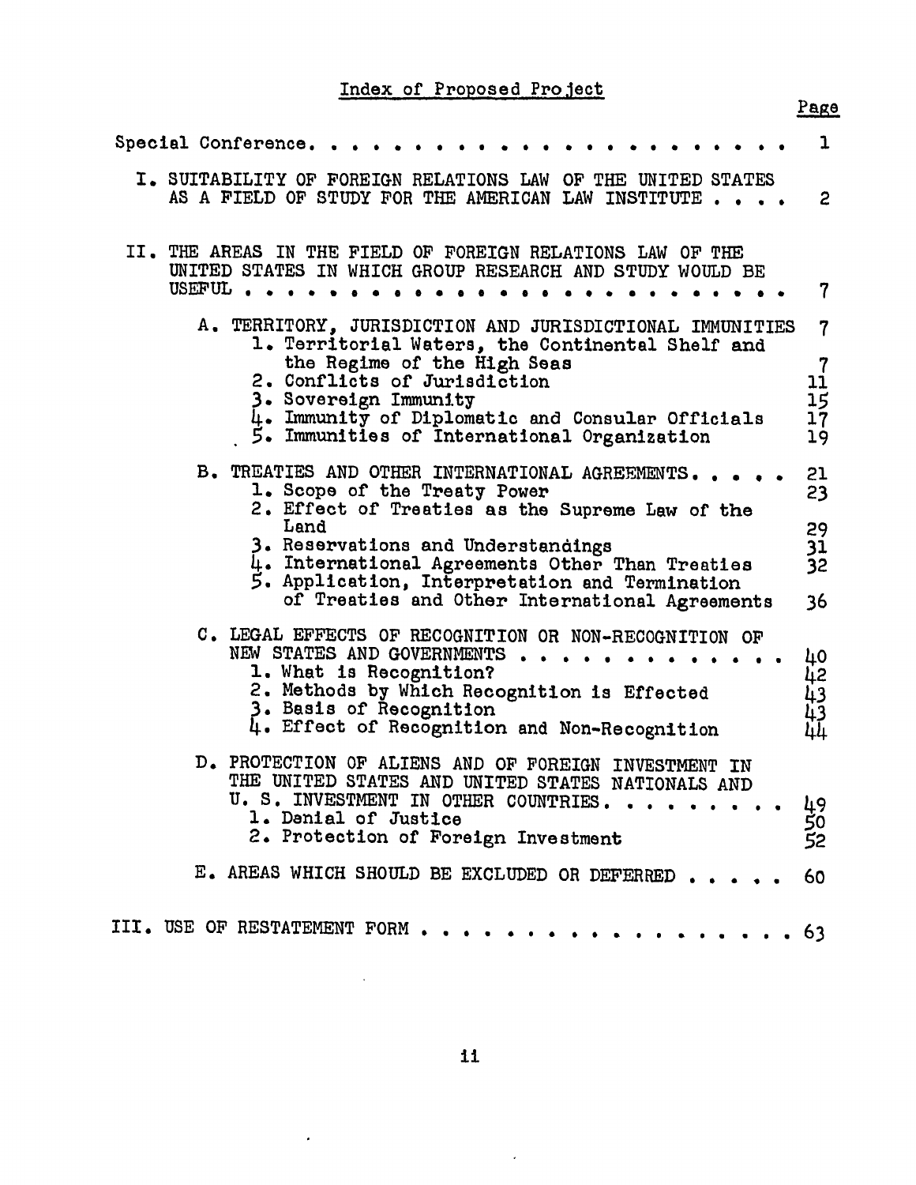# Index of Proposed Project

| | Page |
|---|---|
| Special Conference | 1 |
| I. SUITABILITY OF FOREIGN RELATIONS LAW OF THE UNITED STATES AS A FIELD OF STUDY FOR THE AMERICAN LAW INSTITUTE | 2 |
| II. THE AREAS IN THE FIELD OF FOREIGN RELATIONS LAW OF THE UNITED STATES IN WHICH GROUP RESEARCH AND STUDY WOULD BE USEFUL | 7 |
| A. TERRITORY, JURISDICTION AND JURISDICTIONAL IMMUNITIES | 7 |
| 1. Territorial Waters, the Continental Shelf and the Regime of the High Seas | 7 |
| 2. Conflicts of Jurisdiction | 11 |
| 3. Sovereign Immunity | 15 |
| 4. Immunity of Diplomatic and Consular Officials | 17 |
| 5. Immunities of International Organization | 19 |
| B. TREATIES AND OTHER INTERNATIONAL AGREEMENTS | 21 |
| 1. Scope of the Treaty Power | 23 |
| 2. Effect of Treaties as the Supreme Law of the Land | 29 |
| 3. Reservations and Understandings | 31 |
| 4. International Agreements Other Than Treaties | 32 |
| 5. Application, Interpretation and Termination of Treaties and Other International Agreements | 36 |
| C. LEGAL EFFECTS OF RECOGNITION OR NON-RECOGNITION OF NEW STATES AND GOVERNMENTS | 40 |
| 1. What is Recognition? | 42 |
| 2. Methods by Which Recognition is Effected | 43 |
| 3. Basis of Recognition | 43 |
| 4. Effect of Recognition and Non-Recognition | 44 |
| D. PROTECTION OF ALIENS AND OF FOREIGN INVESTMENT IN THE UNITED STATES AND UNITED STATES NATIONALS AND U. S. INVESTMENT IN OTHER COUNTRIES | 49 |
| 1. Denial of Justice | 50 |
| 2. Protection of Foreign Investment | 52 |
| E. AREAS WHICH SHOULD BE EXCLUDED OR DEFERRED | 60 |
| III. USE OF RESTATEMENT FORM | 63 |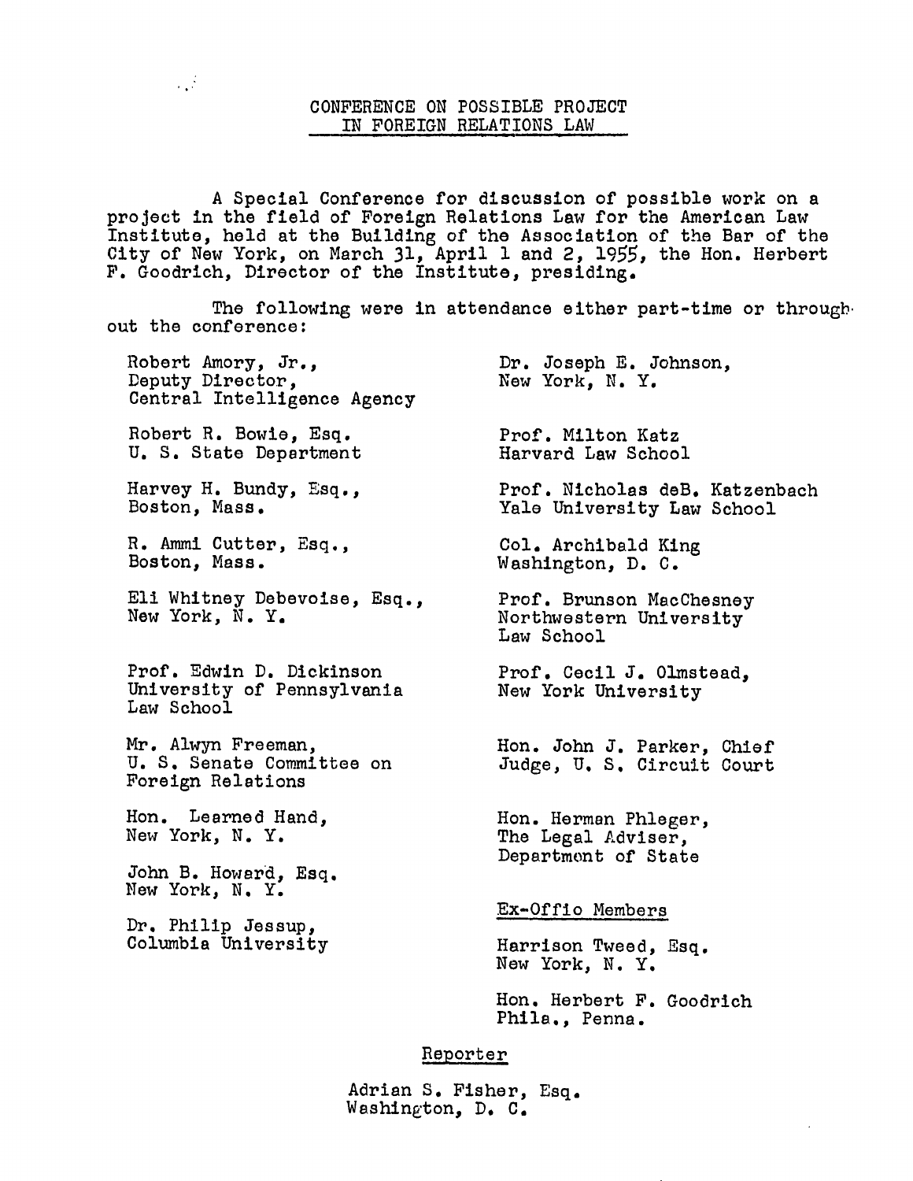# CONFERENCE ON POSSIBLE PROJECT IN FOREIGN RELATIONS LAW

A Special Conference for discussion of possible work on a project in the field of Foreign Relations Law for the American Law Institute, held at the Building of the Association of the Bar of the City of New York, on March 31, April 1 and 2, 1955, the Hon. Herbert F. Goodrich, Director of the Institute, presiding.

The following were in attendance either part-time or throughout the conference:

Robert Amory, Jr.,
Deputy Director,
Central Intelligence Agency

Robert R. Bowie, Esq.
U. S. State Department

Harvey H. Bundy, Esq.,
Boston, Mass.

R. Ammi Cutter, Esq.,
Boston, Mass.

Eli Whitney Debevoise, Esq.,
New York, N. Y.

Prof. Edwin D. Dickinson
University of Pennsylvania
Law School

Mr. Alwyn Freeman,
U. S. Senate Committee on
Foreign Relations

Hon. Learned Hand,
New York, N. Y.

John B. Howard, Esq.
New York, N. Y.

Dr. Philip Jessup,
Columbia University

Dr. Joseph E. Johnson,
New York, N. Y.

Prof. Milton Katz
Harvard Law School

Prof. Nicholas deB. Katzenbach
Yale University Law School

Col. Archibald King
Washington, D. C.

Prof. Brunson MacChesney
Northwestern University
Law School

Prof. Cecil J. Olmstead,
New York University

Hon. John J. Parker, Chief
Judge, U. S. Circuit Court

Hon. Herman Phleger,
The Legal Adviser,
Department of State

## Ex-Offio Members

Harrison Tweed, Esq.
New York, N. Y.

Hon. Herbert F. Goodrich
Phila., Penna.

## Reporter

Adrian S. Fisher, Esq.
Washington, D. C.